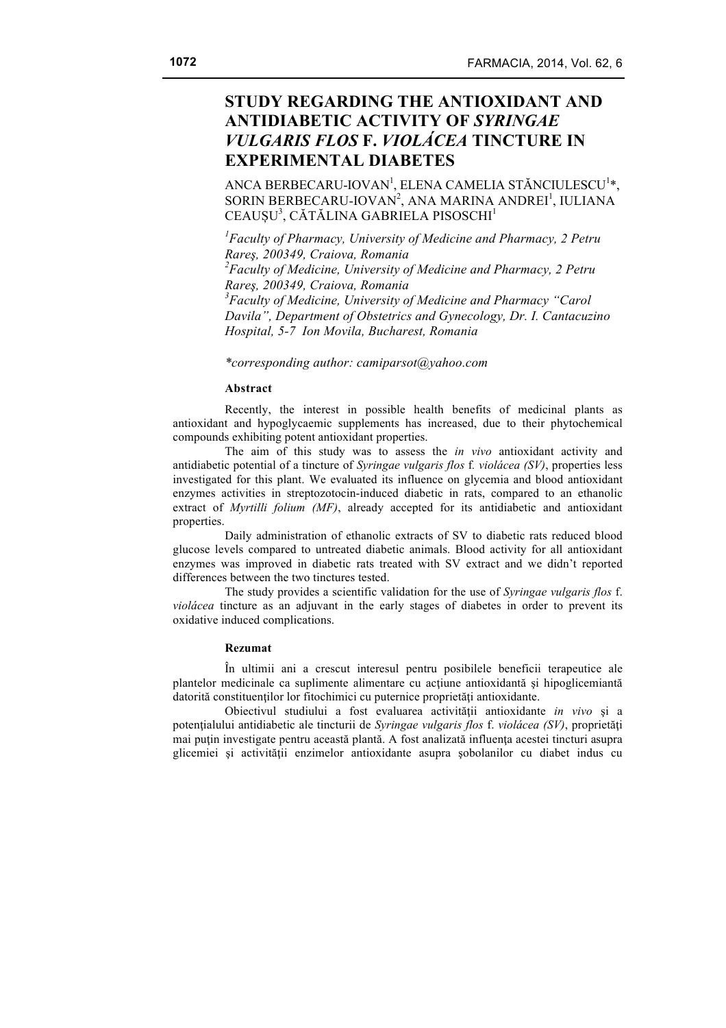# STUDY REGARDING THE ANTIOXIDANT AND ANTIDIABETIC ACTIVITY OF *SYRINGAE VULGARIS FLOS* F. *VIOLÁCEA* TINCTURE IN EXPERIMENTAL DIABETES

ANCA BERBECARU-IOVAN[1], ELENA CAMELIA STĂNCIULESCU[1]*, SORIN BERBECARU-IOVAN[2], ANA MARINA ANDREI[1], IULIANA CEAUȘU[3], CĂTĂLINA GABRIELA PISOSCHI[1]

*[1]Faculty of Pharmacy, University of Medicine and Pharmacy, 2 Petru Rareş, 200349, Craiova, Romania*
*[2]Faculty of Medicine, University of Medicine and Pharmacy, 2 Petru Rareş, 200349, Craiova, Romania*
*[3]Faculty of Medicine, University of Medicine and Pharmacy "Carol Davila", Department of Obstetrics and Gynecology, Dr. I. Cantacuzino Hospital, 5-7 Ion Movila, Bucharest, Romania*

*\*corresponding author: camiparsot@yahoo.com*

**Abstract**

Recently, the interest in possible health benefits of medicinal plants as antioxidant and hypoglycaemic supplements has increased, due to their phytochemical compounds exhibiting potent antioxidant properties.

The aim of this study was to assess the *in vivo* antioxidant activity and antidiabetic potential of a tincture of *Syringae vulgaris flos* f. *violácea (SV)*, properties less investigated for this plant. We evaluated its influence on glycemia and blood antioxidant enzymes activities in streptozotocin-induced diabetic in rats, compared to an ethanolic extract of *Myrtilli folium (MF)*, already accepted for its antidiabetic and antioxidant properties.

Daily administration of ethanolic extracts of SV to diabetic rats reduced blood glucose levels compared to untreated diabetic animals. Blood activity for all antioxidant enzymes was improved in diabetic rats treated with SV extract and we didn't reported differences between the two tinctures tested.

The study provides a scientific validation for the use of *Syringae vulgaris flos* f. *violácea* tincture as an adjuvant in the early stages of diabetes in order to prevent its oxidative induced complications.

**Rezumat**

În ultimii ani a crescut interesul pentru posibilele beneficii terapeutice ale plantelor medicinale ca suplimente alimentare cu acţiune antioxidantă şi hipoglicemiantă datorită constituenţilor lor fitochimici cu puternice proprietăţi antioxidante.

Obiectivul studiului a fost evaluarea activităţii antioxidante *in vivo* şi a potenţialului antidiabetic ale tincturii de *Syringae vulgaris flos* f. *violácea (SV)*, proprietăţi mai puţin investigate pentru această plantă. A fost analizată influenţa acestei tincturi asupra glicemiei şi activităţii enzimelor antioxidante asupra şobolanilor cu diabet indus cu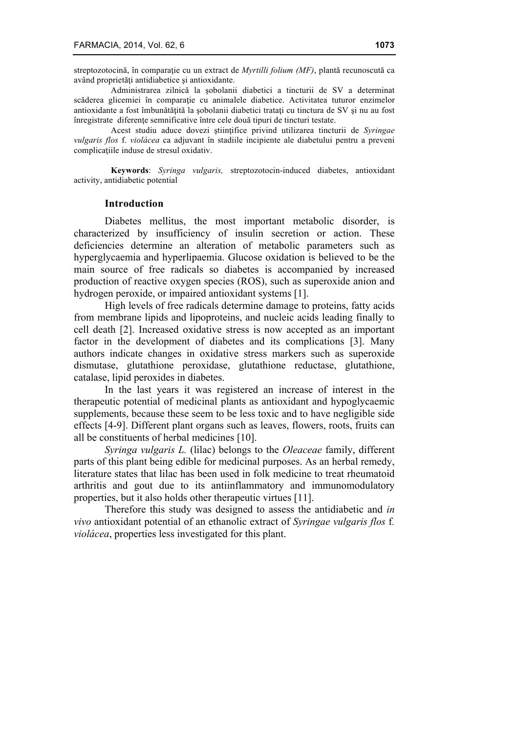streptozotocină, în comparație cu un extract de *Myrtilli folium (MF)*, plantă recunoscută ca având proprietăți antidiabetice şi antioxidante.

Administrarea zilnică la şobolanii diabetici a tincturii de SV a determinat scăderea glicemiei în comparație cu animalele diabetice. Activitatea tuturor enzimelor antioxidante a fost îmbunătățită la şobolanii diabetici tratați cu tinctura de SV şi nu au fost înregistrate diferențe semnificative între cele două tipuri de tincturi testate.

Acest studiu aduce dovezi științifice privind utilizarea tincturii de *Syringae vulgaris flos* f. *violácea* ca adjuvant în stadiile incipiente ale diabetului pentru a preveni complicațiile induse de stresul oxidativ.

**Keywords**: *Syringa vulgaris,* streptozotocin-induced diabetes, antioxidant activity, antidiabetic potential

## Introduction

Diabetes mellitus, the most important metabolic disorder, is characterized by insufficiency of insulin secretion or action. These deficiencies determine an alteration of metabolic parameters such as hyperglycaemia and hyperlipaemia. Glucose oxidation is believed to be the main source of free radicals so diabetes is accompanied by increased production of reactive oxygen species (ROS), such as superoxide anion and hydrogen peroxide, or impaired antioxidant systems [1].

High levels of free radicals determine damage to proteins, fatty acids from membrane lipids and lipoproteins, and nucleic acids leading finally to cell death [2]. Increased oxidative stress is now accepted as an important factor in the development of diabetes and its complications [3]. Many authors indicate changes in oxidative stress markers such as superoxide dismutase, glutathione peroxidase, glutathione reductase, glutathione, catalase, lipid peroxides in diabetes.

In the last years it was registered an increase of interest in the therapeutic potential of medicinal plants as antioxidant and hypoglycaemic supplements, because these seem to be less toxic and to have negligible side effects [4-9]. Different plant organs such as leaves, flowers, roots, fruits can all be constituents of herbal medicines [10].

*Syringa vulgaris L.* (lilac) belongs to the *Oleaceae* family, different parts of this plant being edible for medicinal purposes. As an herbal remedy, literature states that lilac has been used in folk medicine to treat rheumatoid arthritis and gout due to its antiinflammatory and immunomodulatory properties, but it also holds other therapeutic virtues [11].

Therefore this study was designed to assess the antidiabetic and *in vivo* antioxidant potential of an ethanolic extract of *Syringae vulgaris flos* f. *violácea*, properties less investigated for this plant.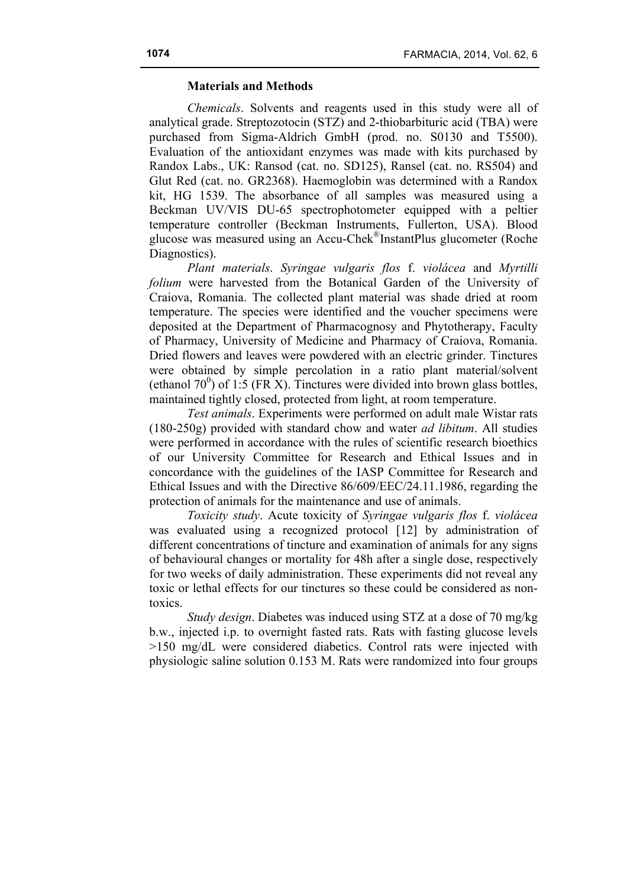**Materials and Methods**

*Chemicals*. Solvents and reagents used in this study were all of analytical grade. Streptozotocin (STZ) and 2-thiobarbituric acid (TBA) were purchased from Sigma-Aldrich GmbH (prod. no. S0130 and T5500). Evaluation of the antioxidant enzymes was made with kits purchased by Randox Labs., UK: Ransod (cat. no. SD125), Ransel (cat. no. RS504) and Glut Red (cat. no. GR2368). Haemoglobin was determined with a Randox kit, HG 1539. The absorbance of all samples was measured using a Beckman UV/VIS DU-65 spectrophotometer equipped with a peltier temperature controller (Beckman Instruments, Fullerton, USA). Blood glucose was measured using an Accu-Chek®InstantPlus glucometer (Roche Diagnostics).

*Plant materials*. *Syringae vulgaris flos* f. *violácea* and *Myrtilli folium* were harvested from the Botanical Garden of the University of Craiova, Romania. The collected plant material was shade dried at room temperature. The species were identified and the voucher specimens were deposited at the Department of Pharmacognosy and Phytotherapy, Faculty of Pharmacy, University of Medicine and Pharmacy of Craiova, Romania. Dried flowers and leaves were powdered with an electric grinder. Tinctures were obtained by simple percolation in a ratio plant material/solvent (ethanol $70^0$) of 1:5 (FR X). Tinctures were divided into brown glass bottles, maintained tightly closed, protected from light, at room temperature.

*Test animals*. Experiments were performed on adult male Wistar rats (180-250g) provided with standard chow and water *ad libitum*. All studies were performed in accordance with the rules of scientific research bioethics of our University Committee for Research and Ethical Issues and in concordance with the guidelines of the IASP Committee for Research and Ethical Issues and with the Directive 86/609/EEC/24.11.1986, regarding the protection of animals for the maintenance and use of animals.

*Toxicity study*. Acute toxicity of *Syringae vulgaris flos* f. *violácea* was evaluated using a recognized protocol [12] by administration of different concentrations of tincture and examination of animals for any signs of behavioural changes or mortality for 48h after a single dose, respectively for two weeks of daily administration. These experiments did not reveal any toxic or lethal effects for our tinctures so these could be considered as non-toxics.

*Study design*. Diabetes was induced using STZ at a dose of 70 mg/kg b.w., injected i.p. to overnight fasted rats. Rats with fasting glucose levels >150 mg/dL were considered diabetics. Control rats were injected with physiologic saline solution 0.153 M. Rats were randomized into four groups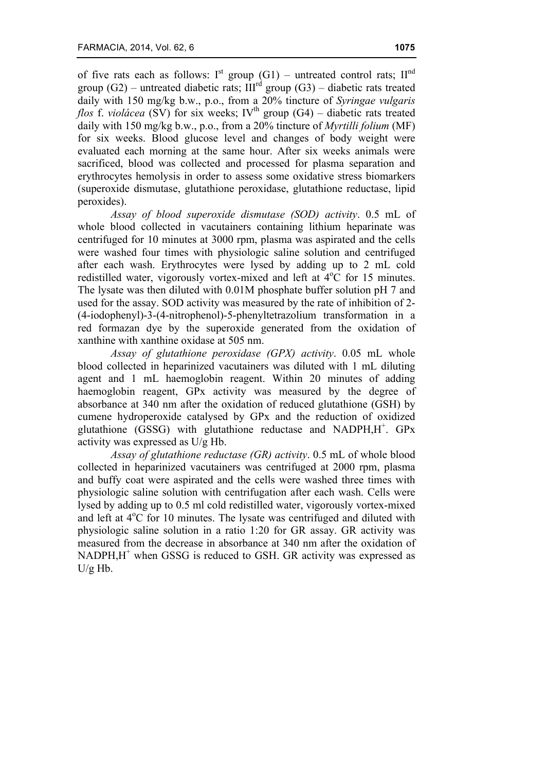of five rats each as follows: I[st] group (G1) – untreated control rats; II[nd] group (G2) – untreated diabetic rats; III[rd] group (G3) – diabetic rats treated daily with 150 mg/kg b.w., p.o., from a 20% tincture of *Syringae vulgaris flos* f. *violácea* (SV) for six weeks; IV[th] group (G4) – diabetic rats treated daily with 150 mg/kg b.w., p.o., from a 20% tincture of *Myrtilli folium* (MF) for six weeks. Blood glucose level and changes of body weight were evaluated each morning at the same hour. After six weeks animals were sacrificed, blood was collected and processed for plasma separation and erythrocytes hemolysis in order to assess some oxidative stress biomarkers (superoxide dismutase, glutathione peroxidase, glutathione reductase, lipid peroxides).

*Assay of blood superoxide dismutase (SOD) activity*. 0.5 mL of whole blood collected in vacutainers containing lithium heparinate was centrifuged for 10 minutes at 3000 rpm, plasma was aspirated and the cells were washed four times with physiologic saline solution and centrifuged after each wash. Erythrocytes were lysed by adding up to 2 mL cold redistilled water, vigorously vortex-mixed and left at 4°C for 15 minutes. The lysate was then diluted with 0.01M phosphate buffer solution pH 7 and used for the assay. SOD activity was measured by the rate of inhibition of 2-(4-iodophenyl)-3-(4-nitrophenol)-5-phenyltetrazolium transformation in a red formazan dye by the superoxide generated from the oxidation of xanthine with xanthine oxidase at 505 nm.

*Assay of glutathione peroxidase (GPX) activity*. 0.05 mL whole blood collected in heparinized vacutainers was diluted with 1 mL diluting agent and 1 mL haemoglobin reagent. Within 20 minutes of adding haemoglobin reagent, GPx activity was measured by the degree of absorbance at 340 nm after the oxidation of reduced glutathione (GSH) by cumene hydroperoxide catalysed by GPx and the reduction of oxidized glutathione (GSSG) with glutathione reductase and $NADPH,H^+$. GPx activity was expressed as U/g Hb.

*Assay of glutathione reductase (GR) activity*. 0.5 mL of whole blood collected in heparinized vacutainers was centrifuged at 2000 rpm, plasma and buffy coat were aspirated and the cells were washed three times with physiologic saline solution with centrifugation after each wash. Cells were lysed by adding up to 0.5 ml cold redistilled water, vigorously vortex-mixed and left at 4°C for 10 minutes. The lysate was centrifuged and diluted with physiologic saline solution in a ratio 1:20 for GR assay. GR activity was measured from the decrease in absorbance at 340 nm after the oxidation of $NADPH,H^+$ when GSSG is reduced to GSH. GR activity was expressed as U/g Hb.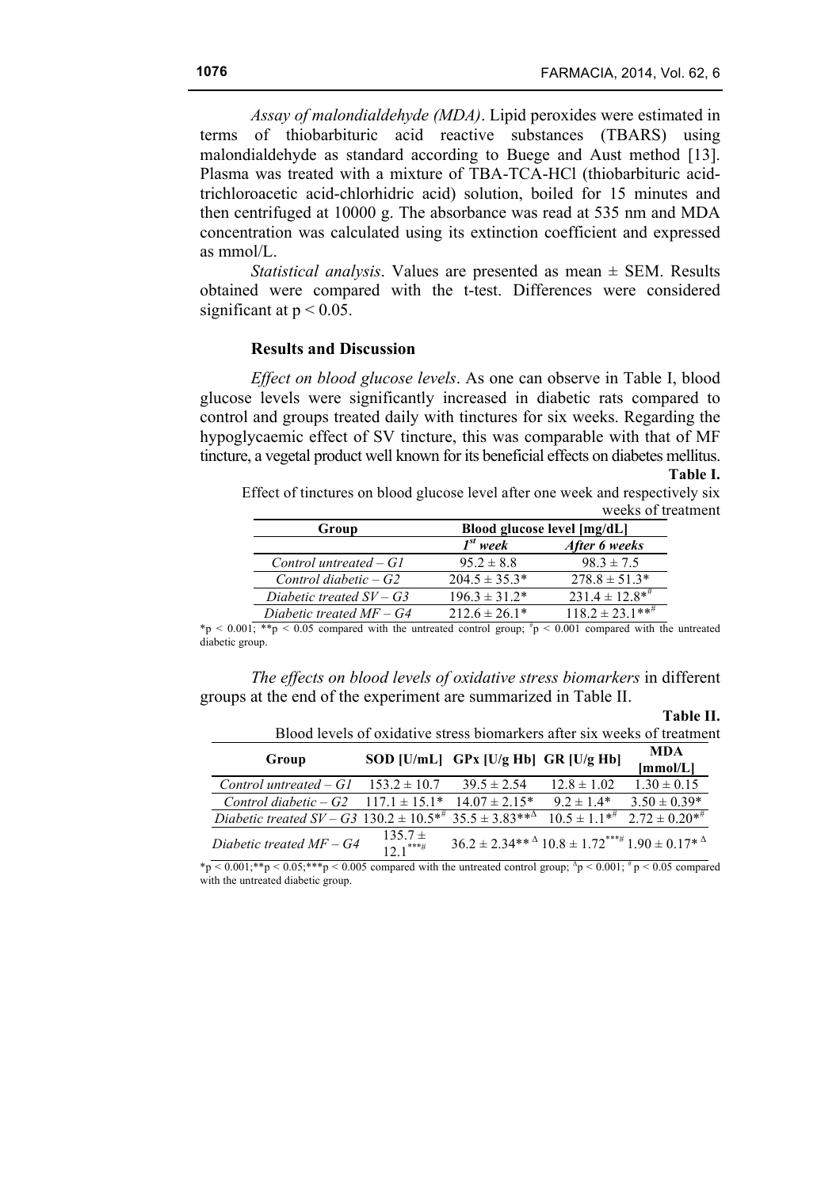*Assay of malondialdehyde (MDA)*. Lipid peroxides were estimated in terms of thiobarbituric acid reactive substances (TBARS) using malondialdehyde as standard according to Buege and Aust method [13]. Plasma was treated with a mixture of TBA-TCA-HCl (thiobarbituric acid-trichloroacetic acid-chlorhidric acid) solution, boiled for 15 minutes and then centrifuged at 10000 g. The absorbance was read at 535 nm and MDA concentration was calculated using its extinction coefficient and expressed as mmol/L.

*Statistical analysis*. Values are presented as mean ± SEM. Results obtained were compared with the t-test. Differences were considered significant at $p < 0.05$.

## Results and Discussion

*Effect on blood glucose levels*. As one can observe in Table I, blood glucose levels were significantly increased in diabetic rats compared to control and groups treated daily with tinctures for six weeks. Regarding the hypoglycaemic effect of SV tincture, this was comparable with that of MF tincture, a vegetal product well known for its beneficial effects on diabetes mellitus.

**Table I.**

Effect of tinctures on blood glucose level after one week and respectively six weeks of treatment

| Group | Blood glucose level [mg/dL] | |
|---|---|---|
| | *1$^{st}$ week* | *After 6 weeks* |
| *Control untreated – G1* | 95.2 ± 8.8 | 98.3 ± 7.5 |
| *Control diabetic – G2* | 204.5 ± 35.3* | 278.8 ± 51.3* |
| *Diabetic treated SV – G3* | 196.3 ± 31.2* | 231.4 ± 12.8*$^{\#}$ |
| *Diabetic treated MF – G4* | 212.6 ± 26.1* | 118.2 ± 23.1**$^{\#}$ |

*$p < 0.001$; **$p < 0.05$ compared with the untreated control group; $^{\#}p < 0.001$ compared with the untreated diabetic group.

*The effects on blood levels of oxidative stress biomarkers* in different groups at the end of the experiment are summarized in Table II.

**Table II.**

Blood levels of oxidative stress biomarkers after six weeks of treatment

| Group | SOD [U/mL] | GPx [U/g Hb] | GR [U/g Hb] | MDA [mmol/L] |
|---|---|---|---|---|
| *Control untreated – G1* | 153.2 ± 10.7 | 39.5 ± 2.54 | 12.8 ± 1.02 | 1.30 ± 0.15 |
| *Control diabetic – G2* | 117.1 ± 15.1* | 14.07 ± 2.15* | 9.2 ± 1.4* | 3.50 ± 0.39* |
| *Diabetic treated SV – G3* | 130.2 ± 10.5*$^{\#}$ | 35.5 ± 3.83**$^{\Delta}$ | 10.5 ± 1.1*$^{\#}$ | 2.72 ± 0.20*$^{\#}$ |
| *Diabetic treated MF – G4* | 135.7 ± 12.1***$^{\#}$ | 36.2 ± 2.34**$^{\Delta}$ | 10.8 ± 1.72***$^{\#}$ | 1.90 ± 0.17*$^{\Delta}$ |

*$p < 0.001$; **$p < 0.05$; ***$p < 0.005$ compared with the untreated control group; $^{\Delta}p < 0.001$; $^{\#}p < 0.05$ compared with the untreated diabetic group.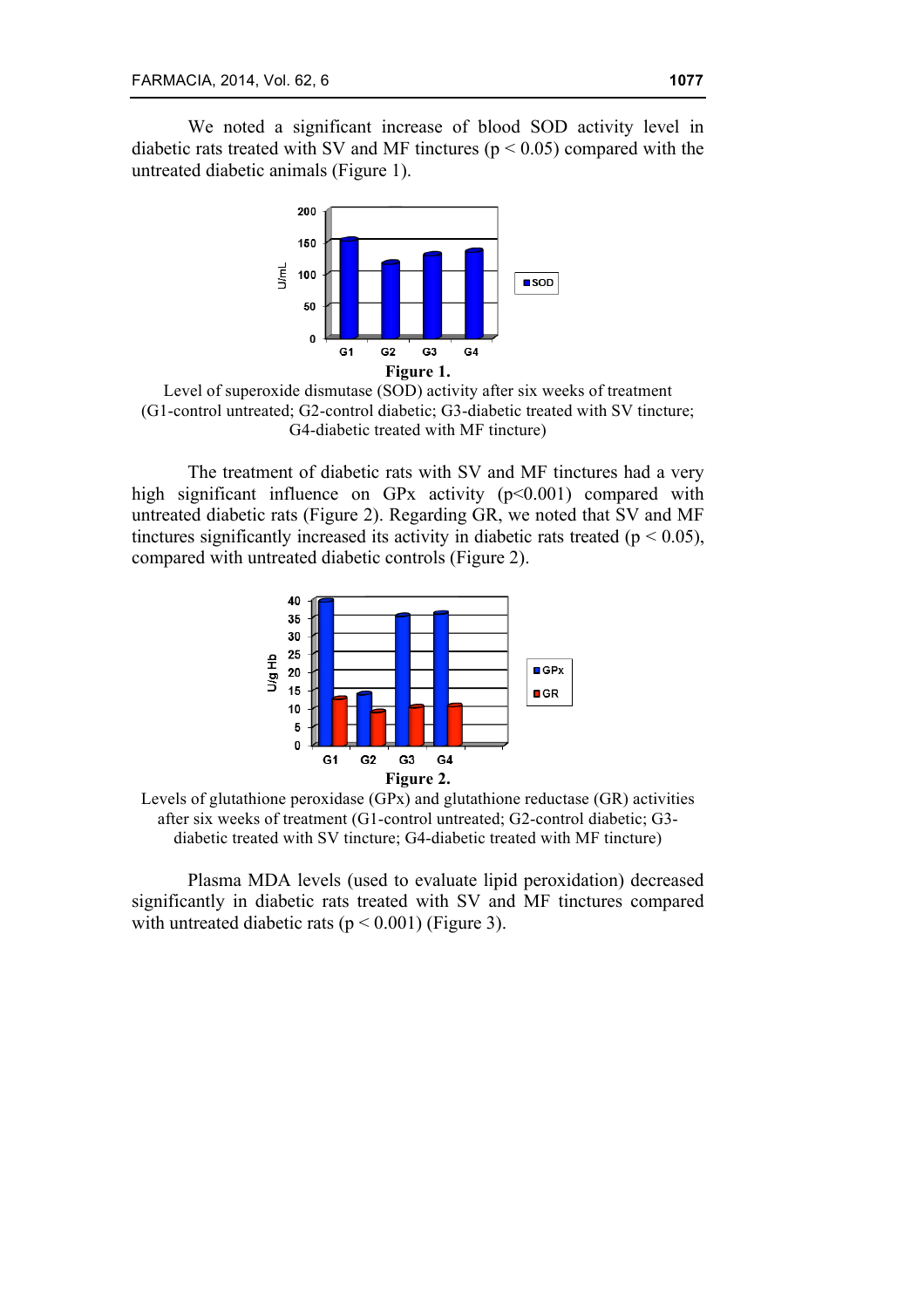We noted a significant increase of blood SOD activity level in diabetic rats treated with SV and MF tinctures ($p < 0.05$) compared with the untreated diabetic animals (Figure 1).

**Figure 1.**

Level of superoxide dismutase (SOD) activity after six weeks of treatment (G1-control untreated; G2-control diabetic; G3-diabetic treated with SV tincture; G4-diabetic treated with MF tincture)

The treatment of diabetic rats with SV and MF tinctures had a very high significant influence on GPx activity ($p<0.001$) compared with untreated diabetic rats (Figure 2). Regarding GR, we noted that SV and MF tinctures significantly increased its activity in diabetic rats treated ($p < 0.05$), compared with untreated diabetic controls (Figure 2).

**Figure 2.**

Levels of glutathione peroxidase (GPx) and glutathione reductase (GR) activities after six weeks of treatment (G1-control untreated; G2-control diabetic; G3-diabetic treated with SV tincture; G4-diabetic treated with MF tincture)

Plasma MDA levels (used to evaluate lipid peroxidation) decreased significantly in diabetic rats treated with SV and MF tinctures compared with untreated diabetic rats ($p < 0.001$) (Figure 3).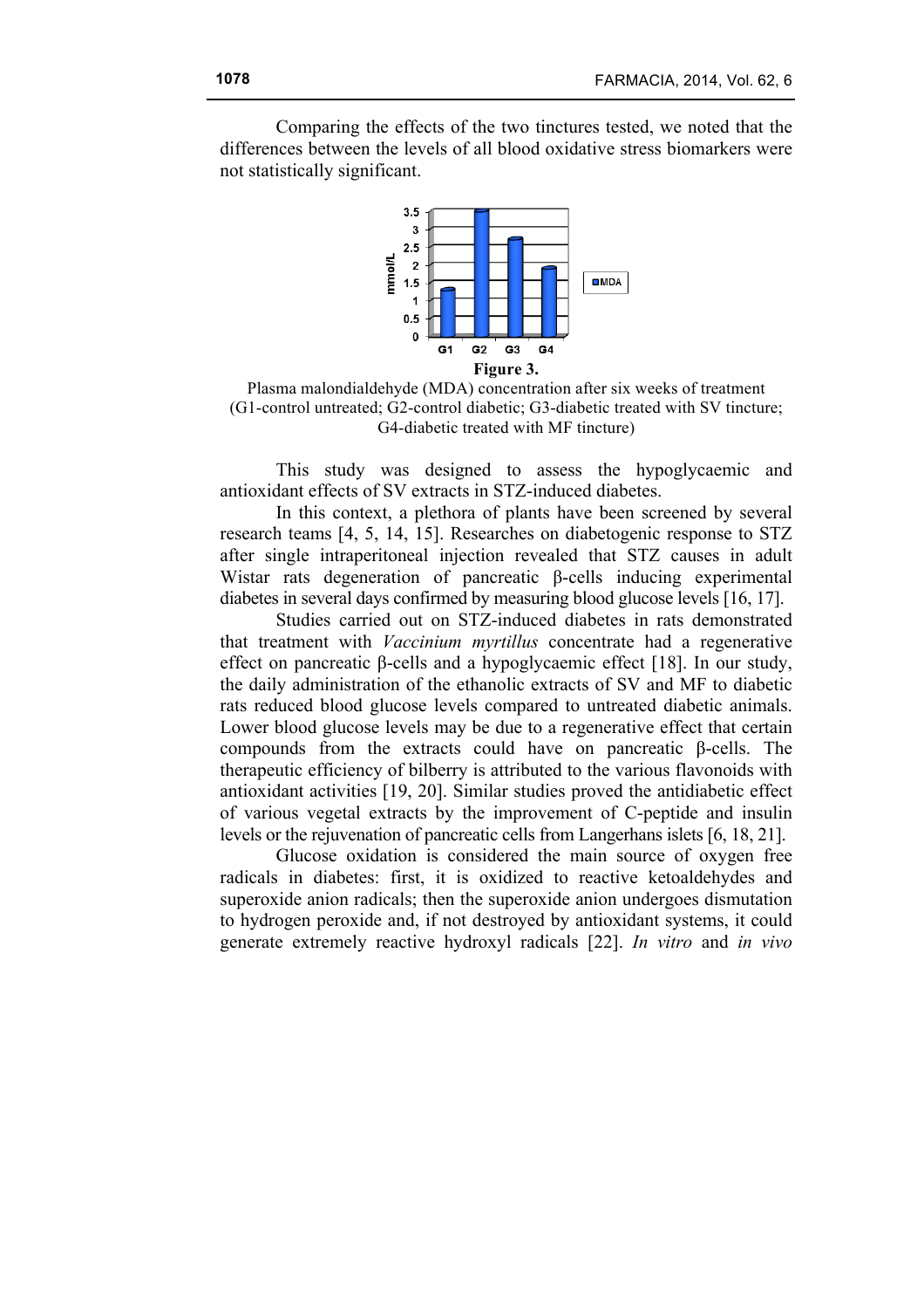Comparing the effects of the two tinctures tested, we noted that the differences between the levels of all blood oxidative stress biomarkers were not statistically significant.

**Figure 3.**

Plasma malondialdehyde (MDA) concentration after six weeks of treatment (G1-control untreated; G2-control diabetic; G3-diabetic treated with SV tincture; G4-diabetic treated with MF tincture)

This study was designed to assess the hypoglycaemic and antioxidant effects of SV extracts in STZ-induced diabetes.

In this context, a plethora of plants have been screened by several research teams [4, 5, 14, 15]. Researches on diabetogenic response to STZ after single intraperitoneal injection revealed that STZ causes in adult Wistar rats degeneration of pancreatic β-cells inducing experimental diabetes in several days confirmed by measuring blood glucose levels [16, 17].

Studies carried out on STZ-induced diabetes in rats demonstrated that treatment with *Vaccinium myrtillus* concentrate had a regenerative effect on pancreatic β-cells and a hypoglycaemic effect [18]. In our study, the daily administration of the ethanolic extracts of SV and MF to diabetic rats reduced blood glucose levels compared to untreated diabetic animals. Lower blood glucose levels may be due to a regenerative effect that certain compounds from the extracts could have on pancreatic β-cells. The therapeutic efficiency of bilberry is attributed to the various flavonoids with antioxidant activities [19, 20]. Similar studies proved the antidiabetic effect of various vegetal extracts by the improvement of C-peptide and insulin levels or the rejuvenation of pancreatic cells from Langerhans islets [6, 18, 21].

Glucose oxidation is considered the main source of oxygen free radicals in diabetes: first, it is oxidized to reactive ketoaldehydes and superoxide anion radicals; then the superoxide anion undergoes dismutation to hydrogen peroxide and, if not destroyed by antioxidant systems, it could generate extremely reactive hydroxyl radicals [22]. *In vitro* and *in vivo*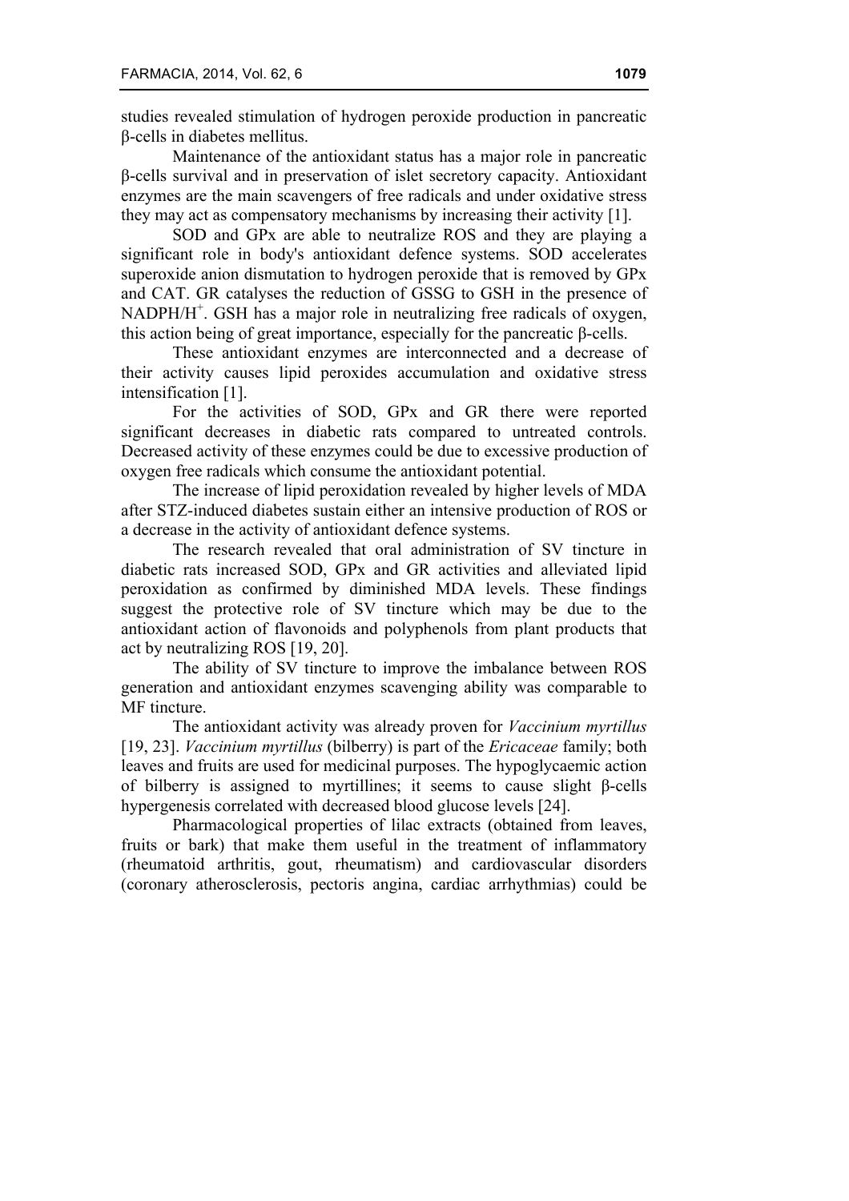studies revealed stimulation of hydrogen peroxide production in pancreatic β-cells in diabetes mellitus.

Maintenance of the antioxidant status has a major role in pancreatic β-cells survival and in preservation of islet secretory capacity. Antioxidant enzymes are the main scavengers of free radicals and under oxidative stress they may act as compensatory mechanisms by increasing their activity [1].

SOD and GPx are able to neutralize ROS and they are playing a significant role in body's antioxidant defence systems. SOD accelerates superoxide anion dismutation to hydrogen peroxide that is removed by GPx and CAT. GR catalyses the reduction of GSSG to GSH in the presence of $NADPH/H^+$. GSH has a major role in neutralizing free radicals of oxygen, this action being of great importance, especially for the pancreatic β-cells.

These antioxidant enzymes are interconnected and a decrease of their activity causes lipid peroxides accumulation and oxidative stress intensification [1].

For the activities of SOD, GPx and GR there were reported significant decreases in diabetic rats compared to untreated controls. Decreased activity of these enzymes could be due to excessive production of oxygen free radicals which consume the antioxidant potential.

The increase of lipid peroxidation revealed by higher levels of MDA after STZ-induced diabetes sustain either an intensive production of ROS or a decrease in the activity of antioxidant defence systems.

The research revealed that oral administration of SV tincture in diabetic rats increased SOD, GPx and GR activities and alleviated lipid peroxidation as confirmed by diminished MDA levels. These findings suggest the protective role of SV tincture which may be due to the antioxidant action of flavonoids and polyphenols from plant products that act by neutralizing ROS [19, 20].

The ability of SV tincture to improve the imbalance between ROS generation and antioxidant enzymes scavenging ability was comparable to MF tincture.

The antioxidant activity was already proven for *Vaccinium myrtillus* [19, 23]. *Vaccinium myrtillus* (bilberry) is part of the *Ericaceae* family; both leaves and fruits are used for medicinal purposes. The hypoglycaemic action of bilberry is assigned to myrtillines; it seems to cause slight β-cells hypergenesis correlated with decreased blood glucose levels [24].

Pharmacological properties of lilac extracts (obtained from leaves, fruits or bark) that make them useful in the treatment of inflammatory (rheumatoid arthritis, gout, rheumatism) and cardiovascular disorders (coronary atherosclerosis, pectoris angina, cardiac arrhythmias) could be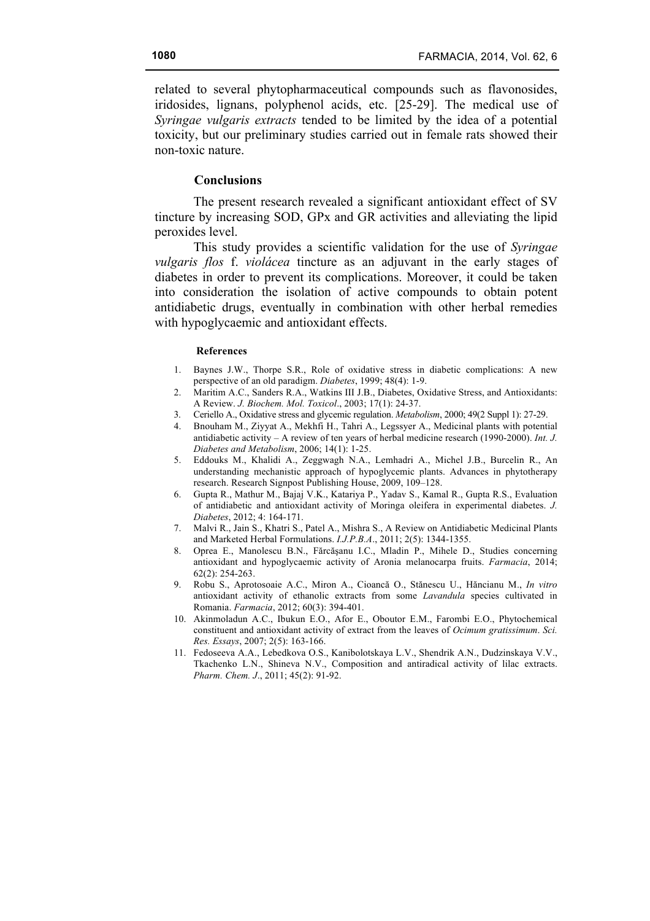related to several phytopharmaceutical compounds such as flavonosides, iridosides, lignans, polyphenol acids, etc. [25-29]. The medical use of *Syringae vulgaris extracts* tended to be limited by the idea of a potential toxicity, but our preliminary studies carried out in female rats showed their non-toxic nature.

## Conclusions

The present research revealed a significant antioxidant effect of SV tincture by increasing SOD, GPx and GR activities and alleviating the lipid peroxides level.

This study provides a scientific validation for the use of *Syringae vulgaris flos* f. *violácea* tincture as an adjuvant in the early stages of diabetes in order to prevent its complications. Moreover, it could be taken into consideration the isolation of active compounds to obtain potent antidiabetic drugs, eventually in combination with other herbal remedies with hypoglycaemic and antioxidant effects.

## References

1. Baynes J.W., Thorpe S.R., Role of oxidative stress in diabetic complications: A new perspective of an old paradigm. *Diabetes*, 1999; 48(4): 1-9.
2. Maritim A.C., Sanders R.A., Watkins III J.B., Diabetes, Oxidative Stress, and Antioxidants: A Review. *J. Biochem. Mol. Toxicol*., 2003; 17(1): 24-37.
3. Ceriello A., Oxidative stress and glycemic regulation. *Metabolism*, 2000; 49(2 Suppl 1): 27-29.
4. Bnouham M., Ziyyat A., Mekhfi H., Tahri A., Legssyer A., Medicinal plants with potential antidiabetic activity – A review of ten years of herbal medicine research (1990-2000). *Int. J. Diabetes and Metabolism*, 2006; 14(1): 1-25.
5. Eddouks M., Khalidi A., Zeggwagh N.A., Lemhadri A., Michel J.B., Burcelin R., An understanding mechanistic approach of hypoglycemic plants. Advances in phytotherapy research. Research Signpost Publishing House, 2009, 109–128.
6. Gupta R., Mathur M., Bajaj V.K., Katariya P., Yadav S., Kamal R., Gupta R.S., Evaluation of antidiabetic and antioxidant activity of Moringa oleifera in experimental diabetes. *J. Diabetes*, 2012; 4: 164-171.
7. Malvi R., Jain S., Khatri S., Patel A., Mishra S., A Review on Antidiabetic Medicinal Plants and Marketed Herbal Formulations. *I.J.P.B.A*., 2011; 2(5): 1344-1355.
8. Oprea E., Manolescu B.N., Fărcăşanu I.C., Mladin P., Mihele D., Studies concerning antioxidant and hypoglycaemic activity of Aronia melanocarpa fruits. *Farmacia*, 2014; 62(2): 254-263.
9. Robu S., Aprotosoaie A.C., Miron A., Cioancă O., Stănescu U., Hăncianu M., *In vitro* antioxidant activity of ethanolic extracts from some *Lavandula* species cultivated in Romania. *Farmacia*, 2012; 60(3): 394-401.
10. Akinmoladun A.C., Ibukun E.O., Afor E., Oboutor E.M., Farombi E.O., Phytochemical constituent and antioxidant activity of extract from the leaves of *Ocimum gratissimum*. *Sci. Res. Essays*, 2007; 2(5): 163-166.
11. Fedoseeva A.A., Lebedkova O.S., Kanibolotskaya L.V., Shendrik A.N., Dudzinskaya V.V., Tkachenko L.N., Shineva N.V., Composition and antiradical activity of lilac extracts. *Pharm. Chem. J*., 2011; 45(2): 91-92.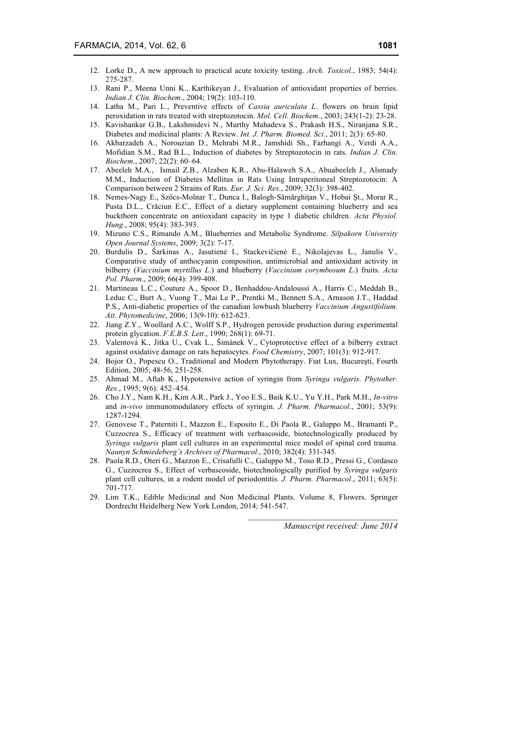12. Lorke D., A new approach to practical acute toxicity testing. *Arch. Toxicol*., 1983; 54(4): 275-287.
13. Rani P., Meena Unni K., Karthikeyan J., Evaluation of antioxidant properties of berries. *Indian J. Clin. Biochem*., 2004; 19(2): 103-110.
14. Latha M., Pari L., Preventive effects of *Cassia auriculata L*. flowers on brain lipid peroxidation in rats treated with streptozotocin. *Mol. Cell. Biochem*., 2003; 243(1-2): 23-28.
15. Kavishankar G.B., Lakshmidevi N., Murthy Mahadeva S., Prakash H.S., Niranjana S.R., Diabetes and medicinal plants: A Review. *Int. J. Pharm. Biomed. Sci*., 2011; 2(3): 65-80.
16. Akbarzadeh A., Norouzian D., Mehrabi M.R., Jamshidi Sh., Farhangi A., Verdi A.A., Mofidian S.M., Rad B.L., Induction of diabetes by Streptozotocin in rats. *Indian J. Clin. Biochem*., 2007; 22(2): 60–64.
17. Abeeleh M.A., Ismail Z.B., Alzaben K.R., Abu-Halaweh S.A., Abuabeeleh J., Alsmady M.M., Induction of Diabetes Mellitus in Rats Using Intraperitoneal Streptozotocin: A Comparison between 2 Strains of Rats. *Eur. J. Sci. Res*., 2009; 32(3): 398-402.
18. Nemes-Nagy E., Szőcs-Molnar T., Dunca I., Balogh-Sămărghiţan V., Hobai Şt., Morar R., Pusta D.L., Crăciun E.C., Effect of a dietary supplement containing blueberry and sea buckthorn concentrate on antioxidant capacity in type 1 diabetic children. *Acta Physiol. Hung.*, 2008; 95(4): 383-393.
19. Mizuno C.S., Rimando A.M., Blueberries and Metabolic Syndrome. *Silpakorn University Open Journal Systems*, 2009; 3(2): 7-17.
20. Burdulis D., Šarkinas A., Jasutienė I., Stackevičienė E., Nikolajevas L., Janulis V., Comparative study of anthocyanin composition, antimicrobial and antioxidant activity in bilberry (*Vaccinium myrtillus L*.) and blueberry (*Vaccinium corymbosum L*.) fruits. *Acta Pol. Pharm*., 2009; 66(4): 399-408.
21. Martineau L.C., Couture A., Spoor D., Benhaddou-Andaloussi A., Harris C., Meddah B., Leduc C., Burt A., Vuong T., Mai Le P., Prentki M., Bennett S.A., Arnason J.T., Haddad P.S., Anti-diabetic properties of the canadian lowbush blueberry *Vaccinium Angustifolium. Ait*. *Phytomedicine*, 2006; 13(9-10): 612-623.
22. Jiang Z.Y., Woollard A.C., Wolff S.P., Hydrogen peroxide production during experimental protein glycation. *F.E.B.S. Lett*., 1990; 268(1): 69-71.
23. Valentová K., Jitka U., Cvak L., Šimánek V., Cytoprotective effect of a bilberry extract against oxidative damage on rats hepatocytes. *Food Chemistry*, 2007; 101(3): 912-917.
24. Bojor O., Popescu O., Traditional and Modern Phytotherapy. Fiat Lux, Bucureşti, Fourth Edition, 2005; 48-56, 251-258.
25. Ahmad M., Aftab K., Hypotensive action of syringin from *Syringa vulgaris*. *Phytother. Res.*, 1995; 9(6): 452–454.
26. Cho J.Y., Nam K.H., Kim A.R., Park J., Yoo E.S., Baik K.U., Yu Y.H., Park M.H., *In-vitro* and *in-vivo* immunomodulatory effects of syringin. *J. Pharm. Pharmacol*., 2001; 53(9): 1287-1294.
27. Genovese T., Paterniti I., Mazzon E., Esposito E., Di Paola R., Galuppo M., Bramanti P., Cuzzocrea S., Efficacy of treatment with verbascoside, biotechnologically produced by *Syringa vulgaris* plant cell cultures in an experimental mice model of spinal cord trauma. *Naunyn Schmiedeberg's Archives of Pharmacol*., 2010; 382(4): 331-345.
28. Paola R.D., Oteri G., Mazzon E., Crisafulli C., Galuppo M., Toso R.D., Pressi G., Cordasco G., Cuzzocrea S., Effect of verbascoside, biotechnologically purified by *Syringa vulgaris* plant cell cultures, in a rodent model of periodontitis. *J. Pharm. Pharmacol*., 2011; 63(5): 701-717.
29. Lim T.K., Edible Medicinal and Non Medicinal Plants. Volume 8, Flowers. Springer Dordrecht Heidelberg New York London, 2014; 541-547.

*Manuscript received: June 2014*